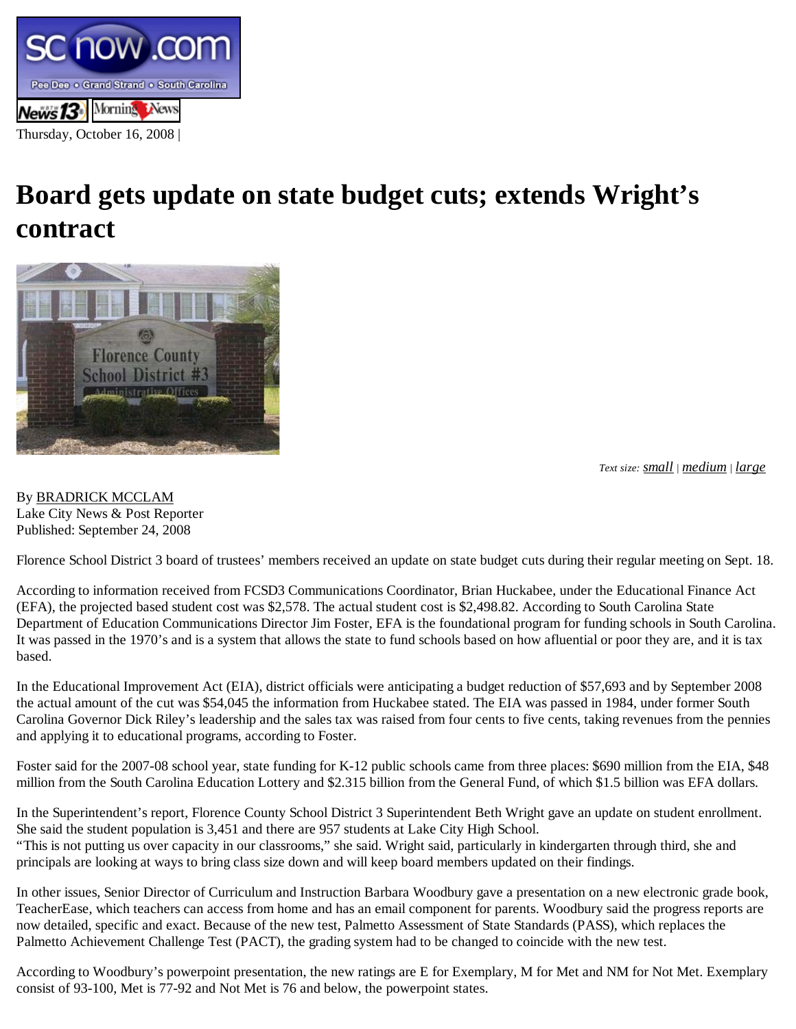Thursday, October 16, 2008 |

# Board gets update on state budget cuts; extends Wright's contract

*Text size: small | medium | large*

By BRADRICK MCCLAM
Lake City News & Post Reporter
Published: September 24, 2008

Florence School District 3 board of trustees' members received an update on state budget cuts during their regular meeting on Sept. 18.

According to information received from FCSD3 Communications Coordinator, Brian Huckabee, under the Educational Finance Act (EFA), the projected based student cost was $2,578. The actual student cost is $2,498.82. According to South Carolina State Department of Education Communications Director Jim Foster, EFA is the foundational program for funding schools in South Carolina. It was passed in the 1970's and is a system that allows the state to fund schools based on how afluential or poor they are, and it is tax based.

In the Educational Improvement Act (EIA), district officials were anticipating a budget reduction of $57,693 and by September 2008 the actual amount of the cut was $54,045 the information from Huckabee stated. The EIA was passed in 1984, under former South Carolina Governor Dick Riley's leadership and the sales tax was raised from four cents to five cents, taking revenues from the pennies and applying it to educational programs, according to Foster.

Foster said for the 2007-08 school year, state funding for K-12 public schools came from three places: $690 million from the EIA, $48 million from the South Carolina Education Lottery and $2.315 billion from the General Fund, of which $1.5 billion was EFA dollars.

In the Superintendent's report, Florence County School District 3 Superintendent Beth Wright gave an update on student enrollment. She said the student population is 3,451 and there are 957 students at Lake City High School.
"This is not putting us over capacity in our classrooms," she said. Wright said, particularly in kindergarten through third, she and principals are looking at ways to bring class size down and will keep board members updated on their findings.

In other issues, Senior Director of Curriculum and Instruction Barbara Woodbury gave a presentation on a new electronic grade book, TeacherEase, which teachers can access from home and has an email component for parents. Woodbury said the progress reports are now detailed, specific and exact. Because of the new test, Palmetto Assessment of State Standards (PASS), which replaces the Palmetto Achievement Challenge Test (PACT), the grading system had to be changed to coincide with the new test.

According to Woodbury's powerpoint presentation, the new ratings are E for Exemplary, M for Met and NM for Not Met. Exemplary consist of 93-100, Met is 77-92 and Not Met is 76 and below, the powerpoint states.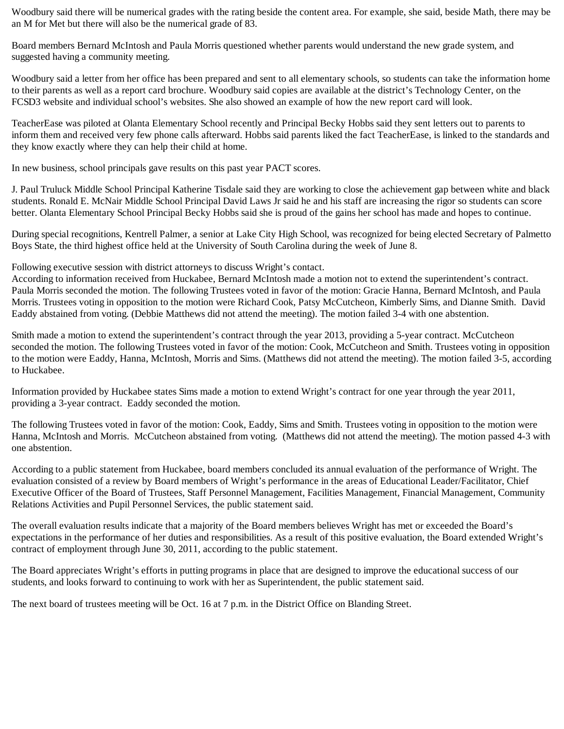Woodbury said there will be numerical grades with the rating beside the content area. For example, she said, beside Math, there may be an M for Met but there will also be the numerical grade of 83.

Board members Bernard McIntosh and Paula Morris questioned whether parents would understand the new grade system, and suggested having a community meeting.

Woodbury said a letter from her office has been prepared and sent to all elementary schools, so students can take the information home to their parents as well as a report card brochure. Woodbury said copies are available at the district's Technology Center, on the FCSD3 website and individual school's websites. She also showed an example of how the new report card will look.

TeacherEase was piloted at Olanta Elementary School recently and Principal Becky Hobbs said they sent letters out to parents to inform them and received very few phone calls afterward. Hobbs said parents liked the fact TeacherEase, is linked to the standards and they know exactly where they can help their child at home.

In new business, school principals gave results on this past year PACT scores.

J. Paul Truluck Middle School Principal Katherine Tisdale said they are working to close the achievement gap between white and black students. Ronald E. McNair Middle School Principal David Laws Jr said he and his staff are increasing the rigor so students can score better. Olanta Elementary School Principal Becky Hobbs said she is proud of the gains her school has made and hopes to continue.

During special recognitions, Kentrell Palmer, a senior at Lake City High School, was recognized for being elected Secretary of Palmetto Boys State, the third highest office held at the University of South Carolina during the week of June 8.

Following executive session with district attorneys to discuss Wright's contact.
According to information received from Huckabee, Bernard McIntosh made a motion not to extend the superintendent's contract. Paula Morris seconded the motion. The following Trustees voted in favor of the motion: Gracie Hanna, Bernard McIntosh, and Paula Morris. Trustees voting in opposition to the motion were Richard Cook, Patsy McCutcheon, Kimberly Sims, and Dianne Smith. David Eaddy abstained from voting. (Debbie Matthews did not attend the meeting). The motion failed 3-4 with one abstention.

Smith made a motion to extend the superintendent's contract through the year 2013, providing a 5-year contract. McCutcheon seconded the motion. The following Trustees voted in favor of the motion: Cook, McCutcheon and Smith. Trustees voting in opposition to the motion were Eaddy, Hanna, McIntosh, Morris and Sims. (Matthews did not attend the meeting). The motion failed 3-5, according to Huckabee.

Information provided by Huckabee states Sims made a motion to extend Wright's contract for one year through the year 2011, providing a 3-year contract. Eaddy seconded the motion.

The following Trustees voted in favor of the motion: Cook, Eaddy, Sims and Smith. Trustees voting in opposition to the motion were Hanna, McIntosh and Morris. McCutcheon abstained from voting. (Matthews did not attend the meeting). The motion passed 4-3 with one abstention.

According to a public statement from Huckabee, board members concluded its annual evaluation of the performance of Wright. The evaluation consisted of a review by Board members of Wright's performance in the areas of Educational Leader/Facilitator, Chief Executive Officer of the Board of Trustees, Staff Personnel Management, Facilities Management, Financial Management, Community Relations Activities and Pupil Personnel Services, the public statement said.

The overall evaluation results indicate that a majority of the Board members believes Wright has met or exceeded the Board's expectations in the performance of her duties and responsibilities. As a result of this positive evaluation, the Board extended Wright's contract of employment through June 30, 2011, according to the public statement.

The Board appreciates Wright's efforts in putting programs in place that are designed to improve the educational success of our students, and looks forward to continuing to work with her as Superintendent, the public statement said.

The next board of trustees meeting will be Oct. 16 at 7 p.m. in the District Office on Blanding Street.